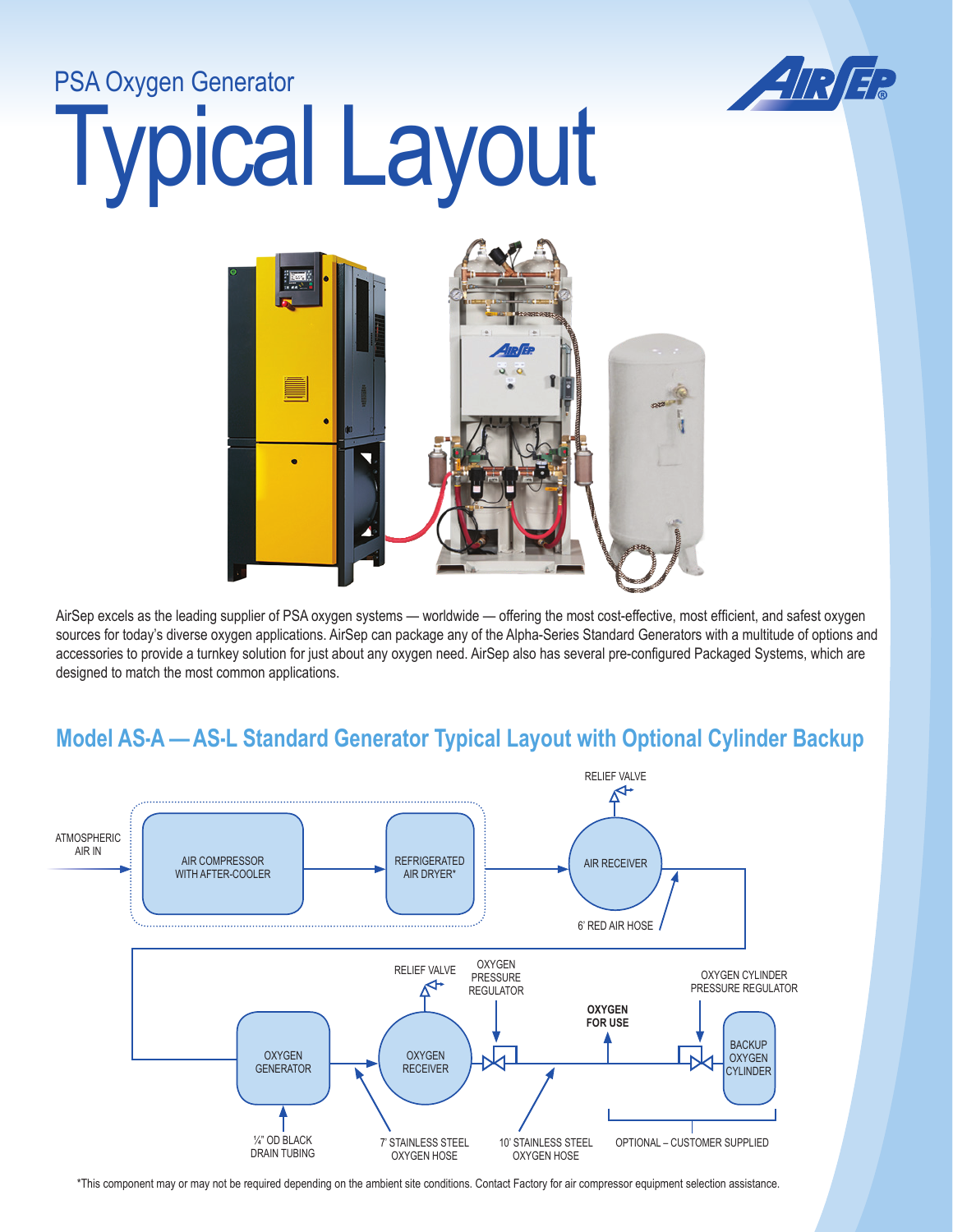PSA Oxygen Generator

# Typical Layout

AirSep excels as the leading supplier of PSA oxygen systems — worldwide — offering the most cost-effective, most efficient, and safest oxygen sources for today's diverse oxygen applications. AirSep can package any of the Alpha-Series Standard Generators with a multitude of options and accessories to provide a turnkey solution for just about any oxygen need. AirSep also has several pre-configured Packaged Systems, which are designed to match the most common applications.

## Model AS-A — AS-L Standard Generator Typical Layout with Optional Cylinder Backup

ATMOSPHERIC AIR IN

AIR COMPRESSOR WITH AFTER-COOLER

REFRIGERATED AIR DRYER*

RELIEF VALVE

AIR RECEIVER

6' RED AIR HOSE

OXYGEN GENERATOR

¼" OD BLACK DRAIN TUBING

RELIEF VALVE

OXYGEN RECEIVER

7' STAINLESS STEEL OXYGEN HOSE

OXYGEN PRESSURE REGULATOR

10' STAINLESS STEEL OXYGEN HOSE

**OXYGEN FOR USE**

OXYGEN CYLINDER PRESSURE REGULATOR

BACKUP OXYGEN CYLINDER

OPTIONAL – CUSTOMER SUPPLIED

*This component may or may not be required depending on the ambient site conditions. Contact Factory for air compressor equipment selection assistance.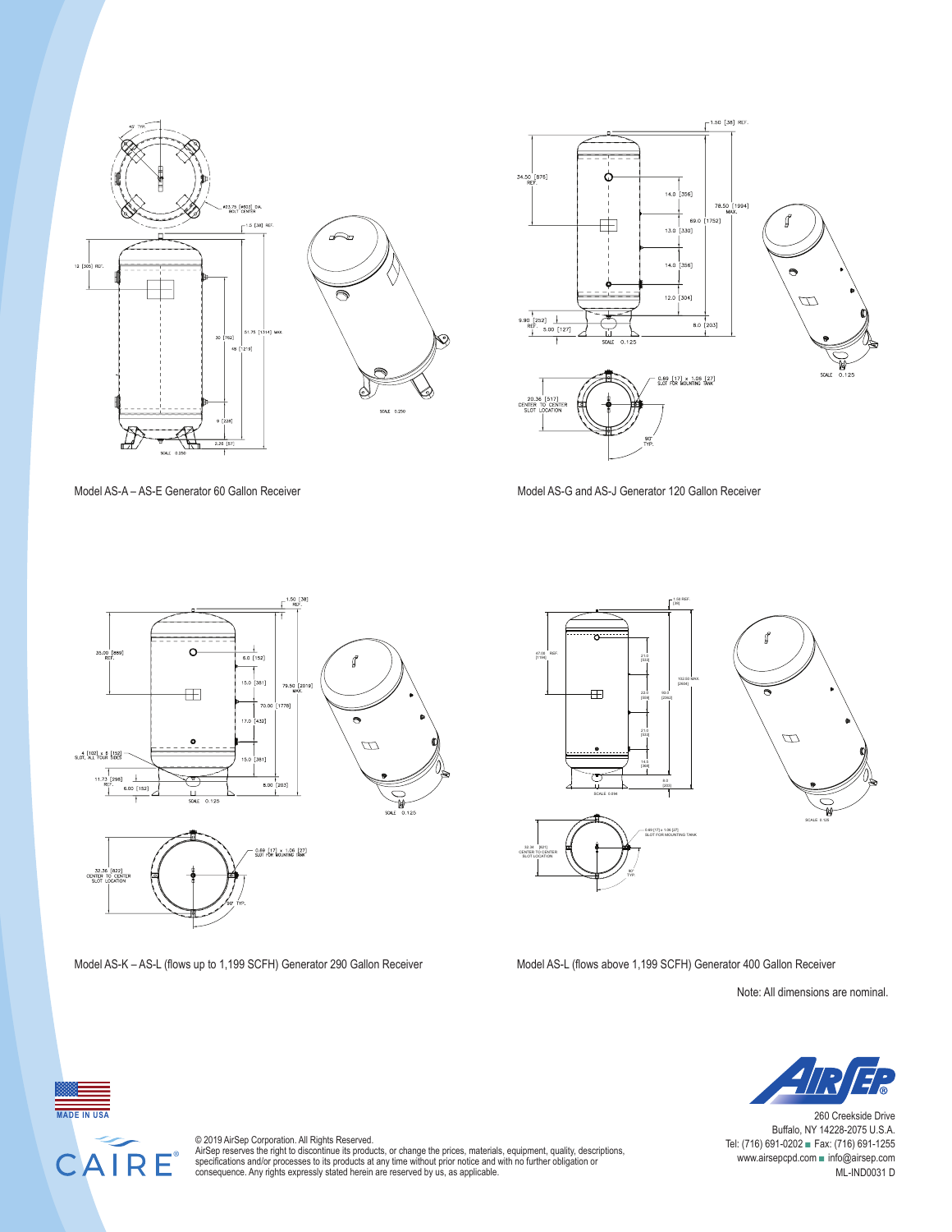45° TYP.

#23.75 [Ø603] DIA. BOLT CENTER

1.5 [38] REF.

12 [305] REF.

30 [762]

51.75 [1314] MAX.

48 [1219]

9 [228]

2.25 [57]

SCALE 0.250

SCALE 0.250

Model AS-A – AS-E Generator 60 Gallon Receiver

1.50 [38] REF.

34.50 [876] REF.

14.0 [356]

78.50 [1994] MAX.

69.0 [1752]

13.0 [330]

14.0 [356]

12.0 [304]

9.90 [252] REF.

5.00 [127]

8.0 [203]

SCALE 0.125

0.69 [17] x 1.06 [27] SLOT FOR MOUNTING TANK

20.36 [517] CENTER TO CENTER SLOT LOCATION

90° TYP.

SCALE 0.125

Model AS-G and AS-J Generator 120 Gallon Receiver

1.50 [38] REF.

35.00 [889] REF.

6.0 [152]

15.0 [381]

79.50 [2019] MAX.

70.00 [1778]

17.0 [432]

15.0 [381]

4 [102] x 6 [152] SLOT, ALL FOUR SIDES

11.73 [298] REF.

6.00 [152]

8.00 [203]

SCALE 0.125

SCALE 0.125

32.36 [822] CENTER TO CENTER SLOT LOCATION

0.69 [17] x 1.06 [27] SLOT FOR MOUNTING TANK

90° TYP.

Model AS-K – AS-L (flows up to 1,199 SCFH) Generator 290 Gallon Receiver

1.50 REF. [38]

47.00 [1194] REF.

21.0 [533]

102.50 MAX. [2604]

22.0 [559]

93.0 [2362]

21.0 [533]

14.5 [368]

8.0 [203]

SCALE 0.094

0.69 [17] x 1.06 [27] SLOT FOR MOUNTING TANK

32.34 [821] CENTER TO CENTER SLOT LOCATION

90° TYP.

SCALE 0.125

Model AS-L (flows above 1,199 SCFH) Generator 400 Gallon Receiver

Note: All dimensions are nominal.

MADE IN USA

CAIRE®

© 2019 AirSep Corporation. All Rights Reserved.
AirSep reserves the right to discontinue its products, or change the prices, materials, equipment, quality, descriptions, specifications and/or processes to its products at any time without prior notice and with no further obligation or consequence. Any rights expressly stated herein are reserved by us, as applicable.

AirSep®

260 Creekside Drive
Buffalo, NY 14228-2075 U.S.A.
Tel: (716) 691-0202 ■ Fax: (716) 691-1255
www.airsepcpd.com ■ info@airsep.com
ML-IND0031 D